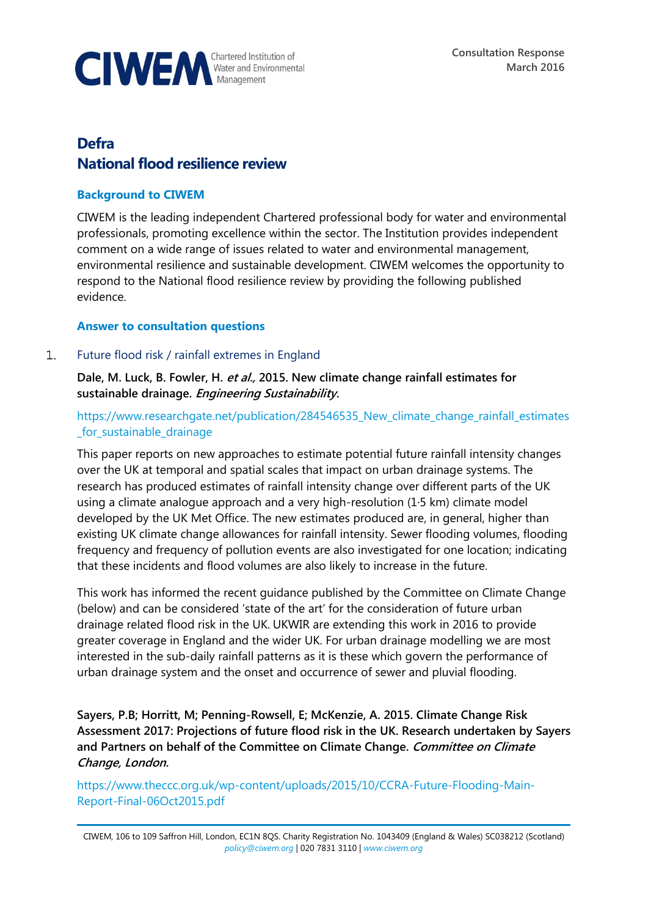CIWEM Chartered Institution of Water and Environmental Management

Consultation Response
March 2016

# Defra
# National flood resilience review

## Background to CIWEM

CIWEM is the leading independent Chartered professional body for water and environmental professionals, promoting excellence within the sector. The Institution provides independent comment on a wide range of issues related to water and environmental management, environmental resilience and sustainable development. CIWEM welcomes the opportunity to respond to the National flood resilience review by providing the following published evidence.

## Answer to consultation questions

1. Future flood risk / rainfall extremes in England

**Dale, M. Luck, B. Fowler, H. *et al.,* 2015. New climate change rainfall estimates for sustainable drainage. *Engineering Sustainability.***

https://www.researchgate.net/publication/284546535_New_climate_change_rainfall_estimates_for_sustainable_drainage

This paper reports on new approaches to estimate potential future rainfall intensity changes over the UK at temporal and spatial scales that impact on urban drainage systems. The research has produced estimates of rainfall intensity change over different parts of the UK using a climate analogue approach and a very high-resolution (1·5 km) climate model developed by the UK Met Office. The new estimates produced are, in general, higher than existing UK climate change allowances for rainfall intensity. Sewer flooding volumes, flooding frequency and frequency of pollution events are also investigated for one location; indicating that these incidents and flood volumes are also likely to increase in the future.

This work has informed the recent guidance published by the Committee on Climate Change (below) and can be considered 'state of the art' for the consideration of future urban drainage related flood risk in the UK. UKWIR are extending this work in 2016 to provide greater coverage in England and the wider UK. For urban drainage modelling we are most interested in the sub-daily rainfall patterns as it is these which govern the performance of urban drainage system and the onset and occurrence of sewer and pluvial flooding.

**Sayers, P.B; Horritt, M; Penning-Rowsell, E; McKenzie, A. 2015. Climate Change Risk Assessment 2017: Projections of future flood risk in the UK. Research undertaken by Sayers and Partners on behalf of the Committee on Climate Change. *Committee on Climate Change, London.***

https://www.theccc.org.uk/wp-content/uploads/2015/10/CCRA-Future-Flooding-Main-Report-Final-06Oct2015.pdf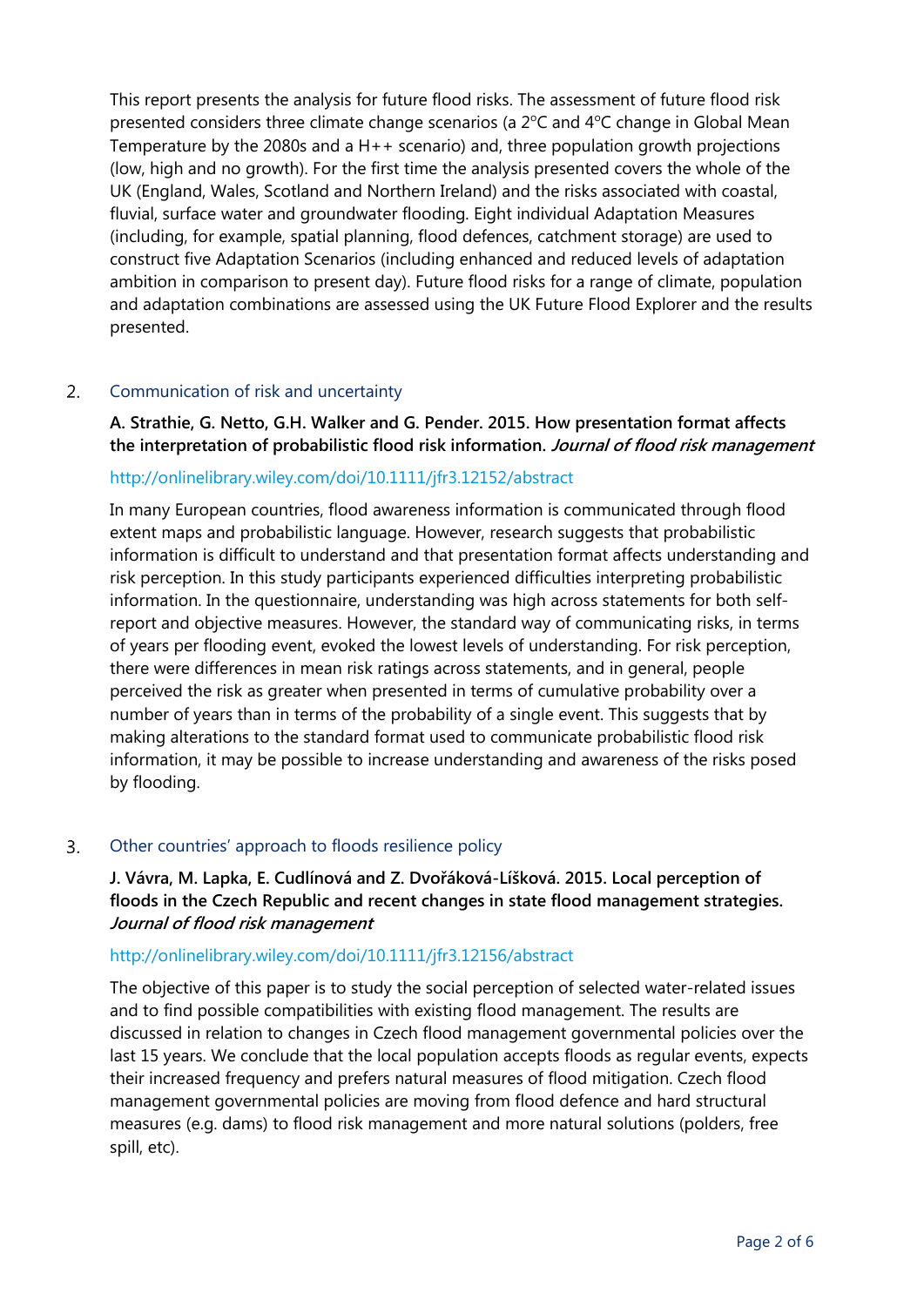This report presents the analysis for future flood risks. The assessment of future flood risk presented considers three climate change scenarios (a 2°C and 4°C change in Global Mean Temperature by the 2080s and a H++ scenario) and, three population growth projections (low, high and no growth). For the first time the analysis presented covers the whole of the UK (England, Wales, Scotland and Northern Ireland) and the risks associated with coastal, fluvial, surface water and groundwater flooding. Eight individual Adaptation Measures (including, for example, spatial planning, flood defences, catchment storage) are used to construct five Adaptation Scenarios (including enhanced and reduced levels of adaptation ambition in comparison to present day). Future flood risks for a range of climate, population and adaptation combinations are assessed using the UK Future Flood Explorer and the results presented.

## 2. Communication of risk and uncertainty

**A. Strathie, G. Netto, G.H. Walker and G. Pender. 2015. How presentation format affects the interpretation of probabilistic flood risk information. *Journal of flood risk management***

http://onlinelibrary.wiley.com/doi/10.1111/jfr3.12152/abstract

In many European countries, flood awareness information is communicated through flood extent maps and probabilistic language. However, research suggests that probabilistic information is difficult to understand and that presentation format affects understanding and risk perception. In this study participants experienced difficulties interpreting probabilistic information. In the questionnaire, understanding was high across statements for both self-report and objective measures. However, the standard way of communicating risks, in terms of years per flooding event, evoked the lowest levels of understanding. For risk perception, there were differences in mean risk ratings across statements, and in general, people perceived the risk as greater when presented in terms of cumulative probability over a number of years than in terms of the probability of a single event. This suggests that by making alterations to the standard format used to communicate probabilistic flood risk information, it may be possible to increase understanding and awareness of the risks posed by flooding.

## 3. Other countries' approach to floods resilience policy

**J. Vávra, M. Lapka, E. Cudlínová and Z. Dvořáková-Líšková. 2015. Local perception of floods in the Czech Republic and recent changes in state flood management strategies. *Journal of flood risk management***

http://onlinelibrary.wiley.com/doi/10.1111/jfr3.12156/abstract

The objective of this paper is to study the social perception of selected water-related issues and to find possible compatibilities with existing flood management. The results are discussed in relation to changes in Czech flood management governmental policies over the last 15 years. We conclude that the local population accepts floods as regular events, expects their increased frequency and prefers natural measures of flood mitigation. Czech flood management governmental policies are moving from flood defence and hard structural measures (e.g. dams) to flood risk management and more natural solutions (polders, free spill, etc).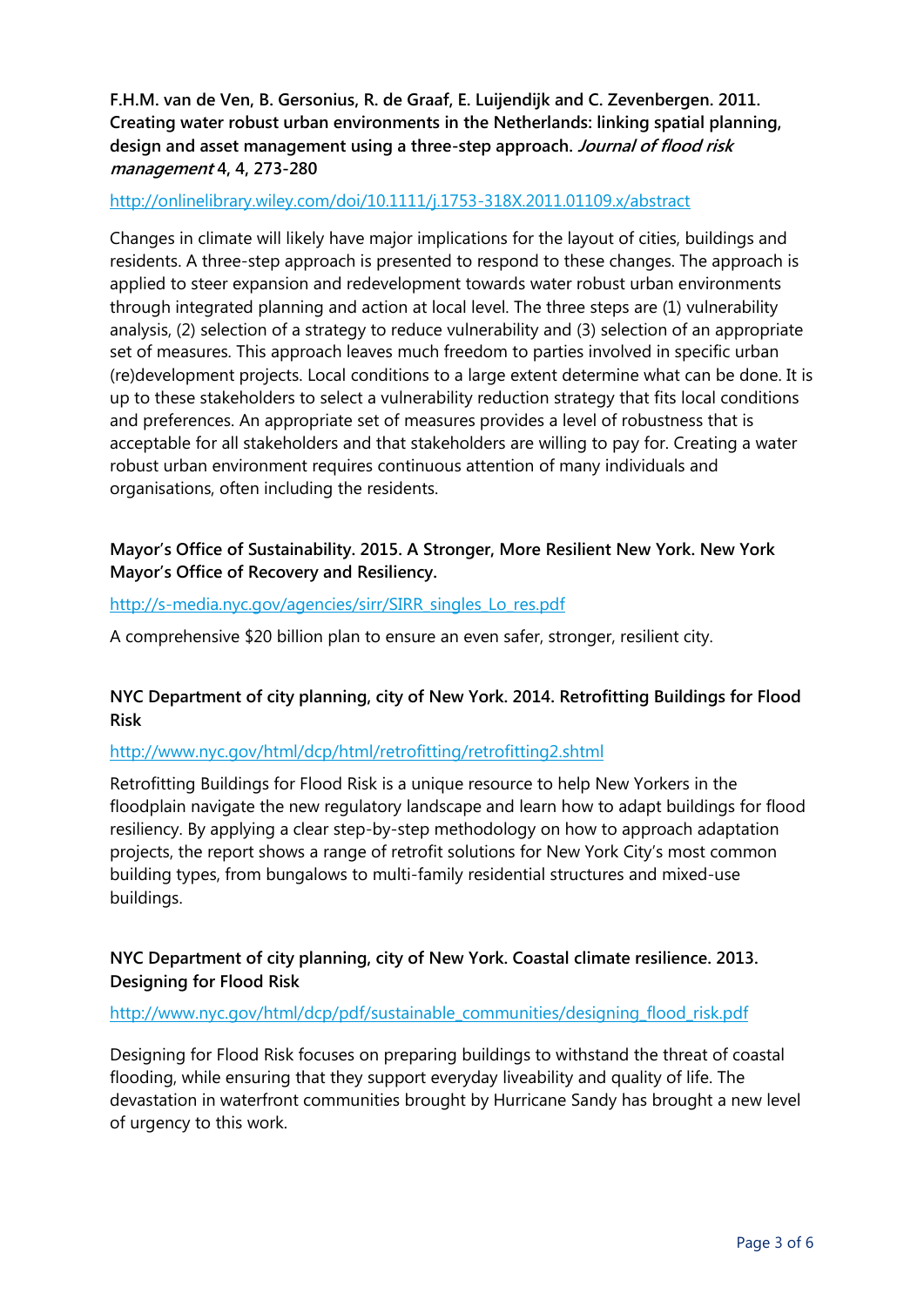**F.H.M. van de Ven, B. Gersonius, R. de Graaf, E. Luijendijk and C. Zevenbergen. 2011. Creating water robust urban environments in the Netherlands: linking spatial planning, design and asset management using a three-step approach. *Journal of flood risk management* 4, 4, 273-280**

http://onlinelibrary.wiley.com/doi/10.1111/j.1753-318X.2011.01109.x/abstract

Changes in climate will likely have major implications for the layout of cities, buildings and residents. A three-step approach is presented to respond to these changes. The approach is applied to steer expansion and redevelopment towards water robust urban environments through integrated planning and action at local level. The three steps are (1) vulnerability analysis, (2) selection of a strategy to reduce vulnerability and (3) selection of an appropriate set of measures. This approach leaves much freedom to parties involved in specific urban (re)development projects. Local conditions to a large extent determine what can be done. It is up to these stakeholders to select a vulnerability reduction strategy that fits local conditions and preferences. An appropriate set of measures provides a level of robustness that is acceptable for all stakeholders and that stakeholders are willing to pay for. Creating a water robust urban environment requires continuous attention of many individuals and organisations, often including the residents.

**Mayor's Office of Sustainability. 2015. A Stronger, More Resilient New York. New York Mayor's Office of Recovery and Resiliency.**

http://s-media.nyc.gov/agencies/sirr/SIRR_singles_Lo_res.pdf

A comprehensive $20 billion plan to ensure an even safer, stronger, resilient city.

**NYC Department of city planning, city of New York. 2014. Retrofitting Buildings for Flood Risk**

http://www.nyc.gov/html/dcp/html/retrofitting/retrofitting2.shtml

Retrofitting Buildings for Flood Risk is a unique resource to help New Yorkers in the floodplain navigate the new regulatory landscape and learn how to adapt buildings for flood resiliency. By applying a clear step-by-step methodology on how to approach adaptation projects, the report shows a range of retrofit solutions for New York City's most common building types, from bungalows to multi-family residential structures and mixed-use buildings.

**NYC Department of city planning, city of New York. Coastal climate resilience. 2013. Designing for Flood Risk**

http://www.nyc.gov/html/dcp/pdf/sustainable_communities/designing_flood_risk.pdf

Designing for Flood Risk focuses on preparing buildings to withstand the threat of coastal flooding, while ensuring that they support everyday liveability and quality of life. The devastation in waterfront communities brought by Hurricane Sandy has brought a new level of urgency to this work.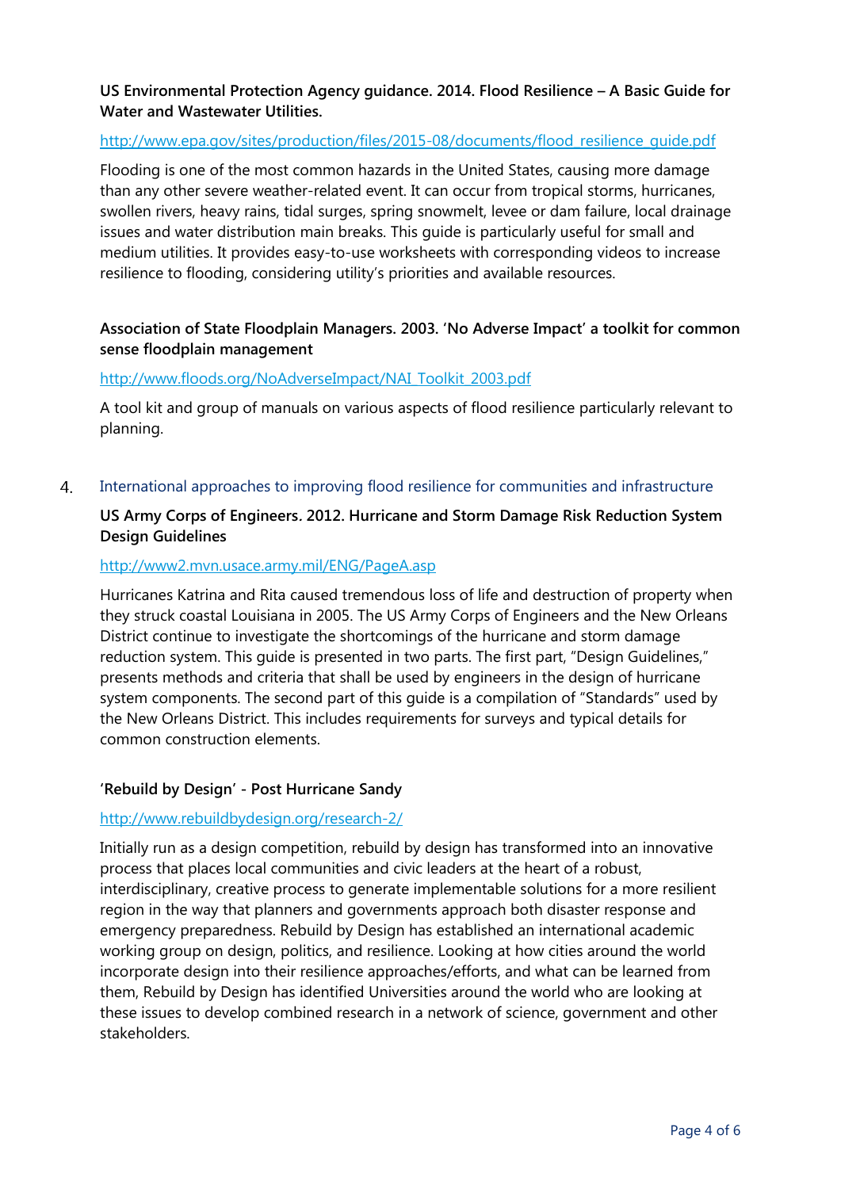**US Environmental Protection Agency guidance. 2014. Flood Resilience – A Basic Guide for Water and Wastewater Utilities.**

http://www.epa.gov/sites/production/files/2015-08/documents/flood_resilience_guide.pdf

Flooding is one of the most common hazards in the United States, causing more damage than any other severe weather-related event. It can occur from tropical storms, hurricanes, swollen rivers, heavy rains, tidal surges, spring snowmelt, levee or dam failure, local drainage issues and water distribution main breaks. This guide is particularly useful for small and medium utilities. It provides easy-to-use worksheets with corresponding videos to increase resilience to flooding, considering utility's priorities and available resources.

**Association of State Floodplain Managers. 2003. 'No Adverse Impact' a toolkit for common sense floodplain management**

http://www.floods.org/NoAdverseImpact/NAI_Toolkit_2003.pdf

A tool kit and group of manuals on various aspects of flood resilience particularly relevant to planning.

## 4. International approaches to improving flood resilience for communities and infrastructure

**US Army Corps of Engineers. 2012. Hurricane and Storm Damage Risk Reduction System Design Guidelines**

http://www2.mvn.usace.army.mil/ENG/PageA.asp

Hurricanes Katrina and Rita caused tremendous loss of life and destruction of property when they struck coastal Louisiana in 2005. The US Army Corps of Engineers and the New Orleans District continue to investigate the shortcomings of the hurricane and storm damage reduction system. This guide is presented in two parts. The first part, "Design Guidelines," presents methods and criteria that shall be used by engineers in the design of hurricane system components. The second part of this guide is a compilation of "Standards" used by the New Orleans District. This includes requirements for surveys and typical details for common construction elements.

**'Rebuild by Design' - Post Hurricane Sandy**

http://www.rebuildbydesign.org/research-2/

Initially run as a design competition, rebuild by design has transformed into an innovative process that places local communities and civic leaders at the heart of a robust, interdisciplinary, creative process to generate implementable solutions for a more resilient region in the way that planners and governments approach both disaster response and emergency preparedness. Rebuild by Design has established an international academic working group on design, politics, and resilience. Looking at how cities around the world incorporate design into their resilience approaches/efforts, and what can be learned from them, Rebuild by Design has identified Universities around the world who are looking at these issues to develop combined research in a network of science, government and other stakeholders.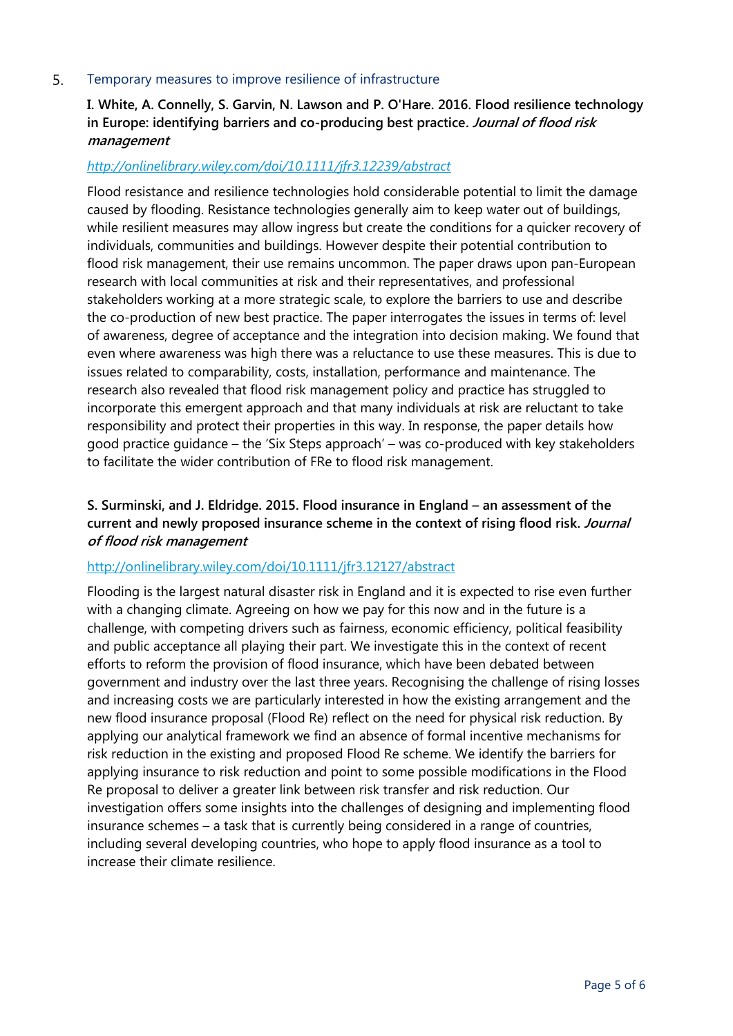## 5. Temporary measures to improve resilience of infrastructure

**I. White, A. Connelly, S. Garvin, N. Lawson and P. O'Hare. 2016. Flood resilience technology in Europe: identifying barriers and co-producing best practice*. Journal of flood risk management***

*http://onlinelibrary.wiley.com/doi/10.1111/jfr3.12239/abstract*

Flood resistance and resilience technologies hold considerable potential to limit the damage caused by flooding. Resistance technologies generally aim to keep water out of buildings, while resilient measures may allow ingress but create the conditions for a quicker recovery of individuals, communities and buildings. However despite their potential contribution to flood risk management, their use remains uncommon. The paper draws upon pan-European research with local communities at risk and their representatives, and professional stakeholders working at a more strategic scale, to explore the barriers to use and describe the co-production of new best practice. The paper interrogates the issues in terms of: level of awareness, degree of acceptance and the integration into decision making. We found that even where awareness was high there was a reluctance to use these measures. This is due to issues related to comparability, costs, installation, performance and maintenance. The research also revealed that flood risk management policy and practice has struggled to incorporate this emergent approach and that many individuals at risk are reluctant to take responsibility and protect their properties in this way. In response, the paper details how good practice guidance – the 'Six Steps approach' – was co-produced with key stakeholders to facilitate the wider contribution of FRe to flood risk management.

**S. Surminski, and J. Eldridge. 2015. Flood insurance in England – an assessment of the current and newly proposed insurance scheme in the context of rising flood risk. *Journal of flood risk management***

http://onlinelibrary.wiley.com/doi/10.1111/jfr3.12127/abstract

Flooding is the largest natural disaster risk in England and it is expected to rise even further with a changing climate. Agreeing on how we pay for this now and in the future is a challenge, with competing drivers such as fairness, economic efficiency, political feasibility and public acceptance all playing their part. We investigate this in the context of recent efforts to reform the provision of flood insurance, which have been debated between government and industry over the last three years. Recognising the challenge of rising losses and increasing costs we are particularly interested in how the existing arrangement and the new flood insurance proposal (Flood Re) reflect on the need for physical risk reduction. By applying our analytical framework we find an absence of formal incentive mechanisms for risk reduction in the existing and proposed Flood Re scheme. We identify the barriers for applying insurance to risk reduction and point to some possible modifications in the Flood Re proposal to deliver a greater link between risk transfer and risk reduction. Our investigation offers some insights into the challenges of designing and implementing flood insurance schemes – a task that is currently being considered in a range of countries, including several developing countries, who hope to apply flood insurance as a tool to increase their climate resilience.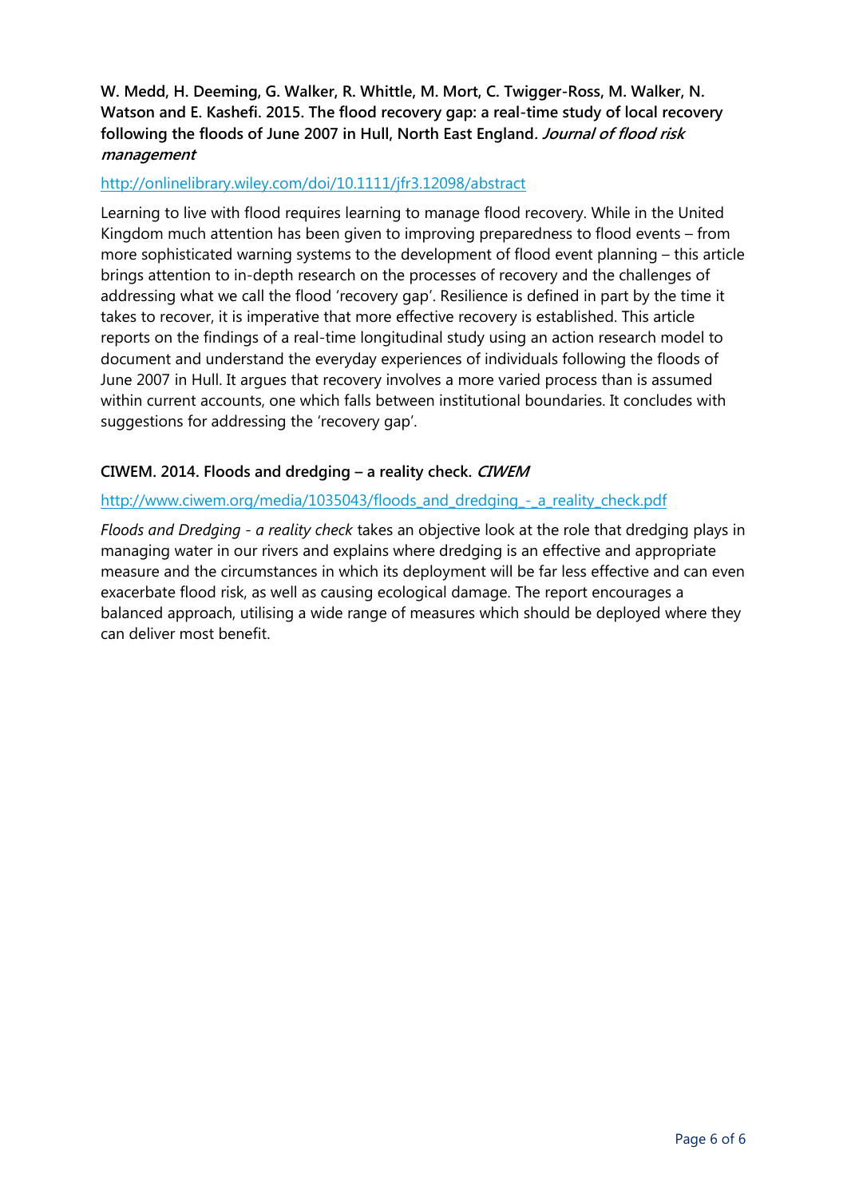**W. Medd, H. Deeming, G. Walker, R. Whittle, M. Mort, C. Twigger-Ross, M. Walker, N. Watson and E. Kashefi. 2015. The flood recovery gap: a real-time study of local recovery following the floods of June 2007 in Hull, North East England.** ***Journal of flood risk management***

http://onlinelibrary.wiley.com/doi/10.1111/jfr3.12098/abstract

Learning to live with flood requires learning to manage flood recovery. While in the United Kingdom much attention has been given to improving preparedness to flood events – from more sophisticated warning systems to the development of flood event planning – this article brings attention to in-depth research on the processes of recovery and the challenges of addressing what we call the flood 'recovery gap'. Resilience is defined in part by the time it takes to recover, it is imperative that more effective recovery is established. This article reports on the findings of a real-time longitudinal study using an action research model to document and understand the everyday experiences of individuals following the floods of June 2007 in Hull. It argues that recovery involves a more varied process than is assumed within current accounts, one which falls between institutional boundaries. It concludes with suggestions for addressing the 'recovery gap'.

**CIWEM. 2014. Floods and dredging – a reality check.** ***CIWEM***

http://www.ciwem.org/media/1035043/floods_and_dredging_-_a_reality_check.pdf

*Floods and Dredging - a reality check* takes an objective look at the role that dredging plays in managing water in our rivers and explains where dredging is an effective and appropriate measure and the circumstances in which its deployment will be far less effective and can even exacerbate flood risk, as well as causing ecological damage. The report encourages a balanced approach, utilising a wide range of measures which should be deployed where they can deliver most benefit.